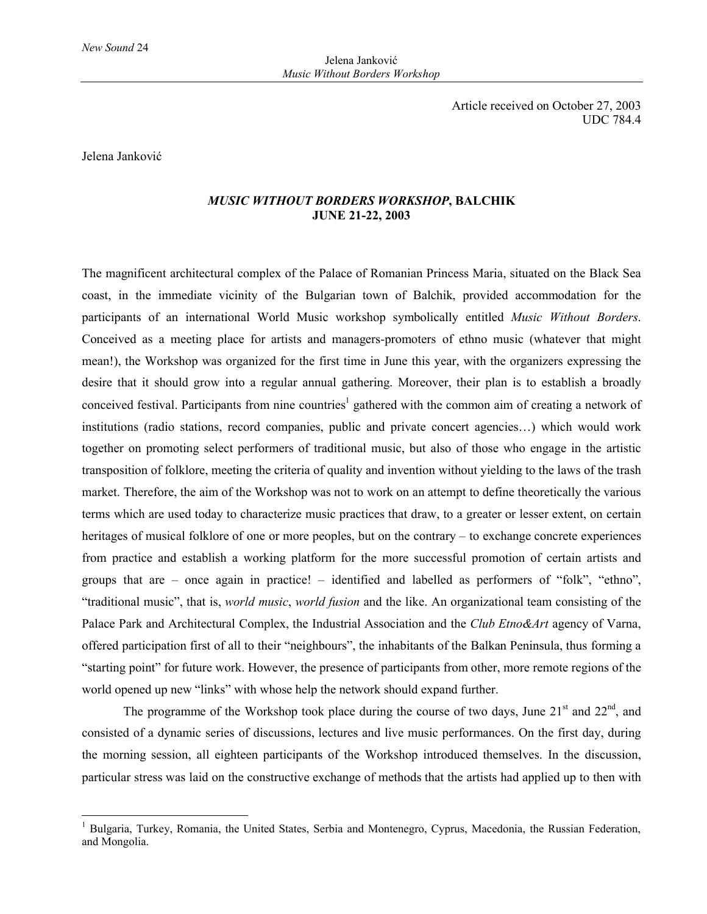Article received on October 27, 2003
UDC 784.4

Jelena Janković

# *MUSIC WITHOUT BORDERS WORKSHOP*, BALCHIK JUNE 21-22, 2003

The magnificent architectural complex of the Palace of Romanian Princess Maria, situated on the Black Sea coast, in the immediate vicinity of the Bulgarian town of Balchik, provided accommodation for the participants of an international World Music workshop symbolically entitled *Music Without Borders*. Conceived as a meeting place for artists and managers-promoters of ethno music (whatever that might mean!), the Workshop was organized for the first time in June this year, with the organizers expressing the desire that it should grow into a regular annual gathering. Moreover, their plan is to establish a broadly conceived festival. Participants from nine countries[1] gathered with the common aim of creating a network of institutions (radio stations, record companies, public and private concert agencies…) which would work together on promoting select performers of traditional music, but also of those who engage in the artistic transposition of folklore, meeting the criteria of quality and invention without yielding to the laws of the trash market. Therefore, the aim of the Workshop was not to work on an attempt to define theoretically the various terms which are used today to characterize music practices that draw, to a greater or lesser extent, on certain heritages of musical folklore of one or more peoples, but on the contrary – to exchange concrete experiences from practice and establish a working platform for the more successful promotion of certain artists and groups that are – once again in practice! – identified and labelled as performers of "folk", "ethno", "traditional music", that is, *world music*, *world fusion* and the like. An organizational team consisting of the Palace Park and Architectural Complex, the Industrial Association and the *Club Etno&Art* agency of Varna, offered participation first of all to their "neighbours", the inhabitants of the Balkan Peninsula, thus forming a "starting point" for future work. However, the presence of participants from other, more remote regions of the world opened up new "links" with whose help the network should expand further.

The programme of the Workshop took place during the course of two days, June 21st and 22nd, and consisted of a dynamic series of discussions, lectures and live music performances. On the first day, during the morning session, all eighteen participants of the Workshop introduced themselves. In the discussion, particular stress was laid on the constructive exchange of methods that the artists had applied up to then with

[1] Bulgaria, Turkey, Romania, the United States, Serbia and Montenegro, Cyprus, Macedonia, the Russian Federation, and Mongolia.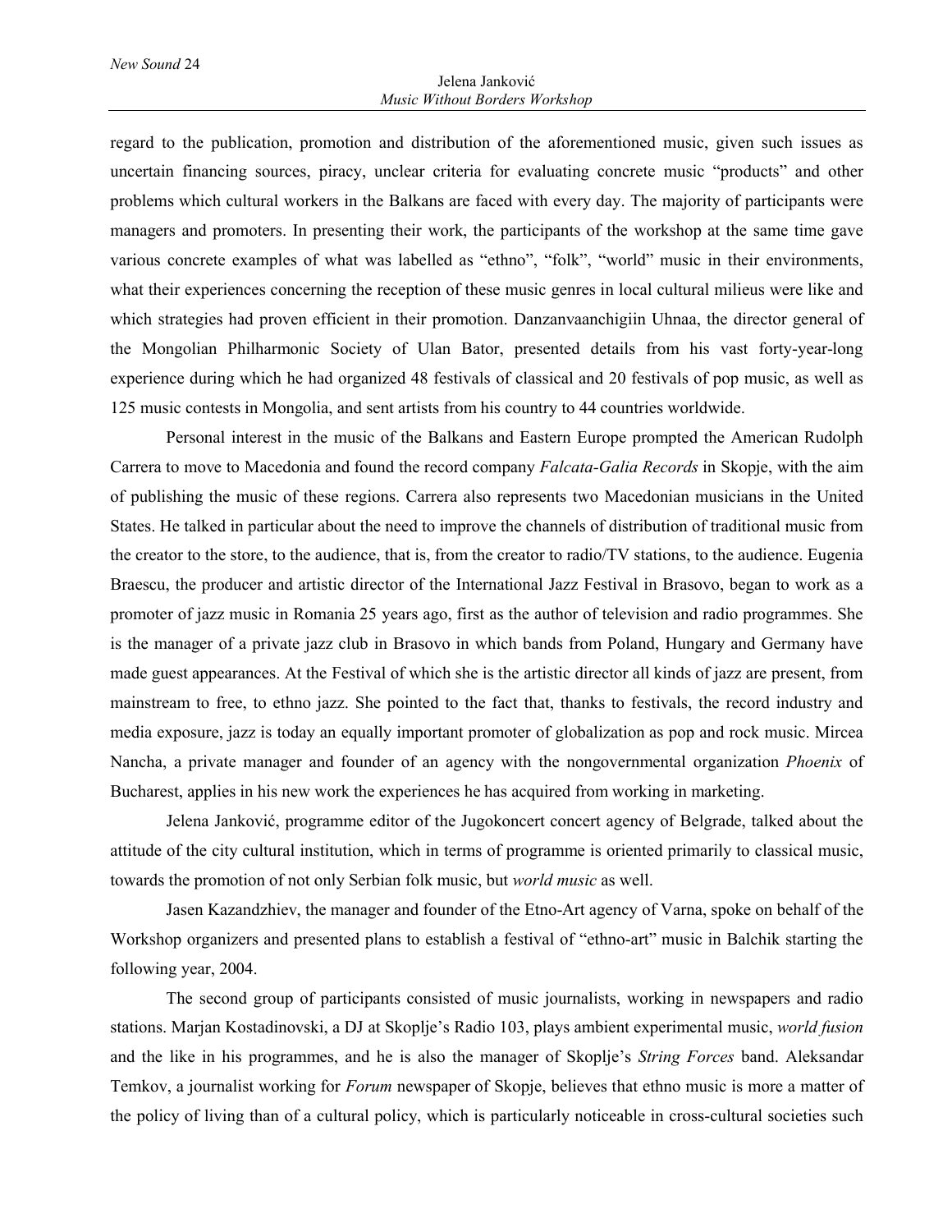regard to the publication, promotion and distribution of the aforementioned music, given such issues as uncertain financing sources, piracy, unclear criteria for evaluating concrete music "products" and other problems which cultural workers in the Balkans are faced with every day. The majority of participants were managers and promoters. In presenting their work, the participants of the workshop at the same time gave various concrete examples of what was labelled as "ethno", "folk", "world" music in their environments, what their experiences concerning the reception of these music genres in local cultural milieus were like and which strategies had proven efficient in their promotion. Danzanvaanchigiin Uhnaa, the director general of the Mongolian Philharmonic Society of Ulan Bator, presented details from his vast forty-year-long experience during which he had organized 48 festivals of classical and 20 festivals of pop music, as well as 125 music contests in Mongolia, and sent artists from his country to 44 countries worldwide.

Personal interest in the music of the Balkans and Eastern Europe prompted the American Rudolph Carrera to move to Macedonia and found the record company *Falcata-Galia Records* in Skopje, with the aim of publishing the music of these regions. Carrera also represents two Macedonian musicians in the United States. He talked in particular about the need to improve the channels of distribution of traditional music from the creator to the store, to the audience, that is, from the creator to radio/TV stations, to the audience. Eugenia Braescu, the producer and artistic director of the International Jazz Festival in Brasovo, began to work as a promoter of jazz music in Romania 25 years ago, first as the author of television and radio programmes. She is the manager of a private jazz club in Brasovo in which bands from Poland, Hungary and Germany have made guest appearances. At the Festival of which she is the artistic director all kinds of jazz are present, from mainstream to free, to ethno jazz. She pointed to the fact that, thanks to festivals, the record industry and media exposure, jazz is today an equally important promoter of globalization as pop and rock music. Mircea Nancha, a private manager and founder of an agency with the nongovernmental organization *Phoenix* of Bucharest, applies in his new work the experiences he has acquired from working in marketing.

Jelena Janković, programme editor of the Jugokoncert concert agency of Belgrade, talked about the attitude of the city cultural institution, which in terms of programme is oriented primarily to classical music, towards the promotion of not only Serbian folk music, but *world music* as well.

Jasen Kazandzhiev, the manager and founder of the Etno-Art agency of Varna, spoke on behalf of the Workshop organizers and presented plans to establish a festival of "ethno-art" music in Balchik starting the following year, 2004.

The second group of participants consisted of music journalists, working in newspapers and radio stations. Marjan Kostadinovski, a DJ at Skoplje's Radio 103, plays ambient experimental music, *world fusion* and the like in his programmes, and he is also the manager of Skoplje's *String Forces* band. Aleksandar Temkov, a journalist working for *Forum* newspaper of Skopje, believes that ethno music is more a matter of the policy of living than of a cultural policy, which is particularly noticeable in cross-cultural societies such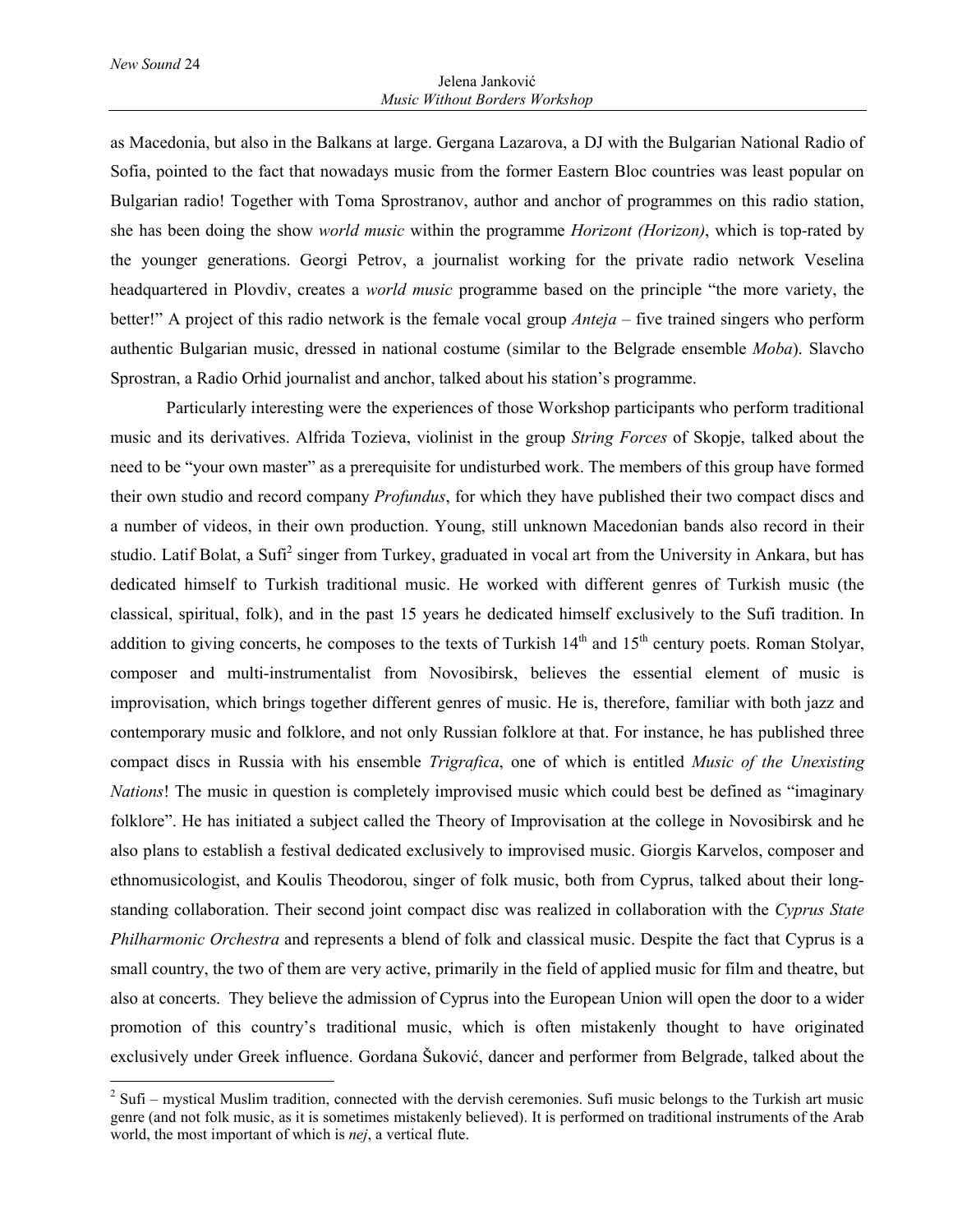as Macedonia, but also in the Balkans at large. Gergana Lazarova, a DJ with the Bulgarian National Radio of Sofia, pointed to the fact that nowadays music from the former Eastern Bloc countries was least popular on Bulgarian radio! Together with Toma Sprostranov, author and anchor of programmes on this radio station, she has been doing the show *world music* within the programme *Horizont (Horizon)*, which is top-rated by the younger generations. Georgi Petrov, a journalist working for the private radio network Veselina headquartered in Plovdiv, creates a *world music* programme based on the principle "the more variety, the better!" A project of this radio network is the female vocal group *Anteja* – five trained singers who perform authentic Bulgarian music, dressed in national costume (similar to the Belgrade ensemble *Moba*). Slavcho Sprostran, a Radio Orhid journalist and anchor, talked about his station's programme.

Particularly interesting were the experiences of those Workshop participants who perform traditional music and its derivatives. Alfrida Tozieva, violinist in the group *String Forces* of Skopje, talked about the need to be "your own master" as a prerequisite for undisturbed work. The members of this group have formed their own studio and record company *Profundus*, for which they have published their two compact discs and a number of videos, in their own production. Young, still unknown Macedonian bands also record in their studio. Latif Bolat, a Sufi[2] singer from Turkey, graduated in vocal art from the University in Ankara, but has dedicated himself to Turkish traditional music. He worked with different genres of Turkish music (the classical, spiritual, folk), and in the past 15 years he dedicated himself exclusively to the Sufi tradition. In addition to giving concerts, he composes to the texts of Turkish 14th and 15th century poets. Roman Stolyar, composer and multi-instrumentalist from Novosibirsk, believes the essential element of music is improvisation, which brings together different genres of music. He is, therefore, familiar with both jazz and contemporary music and folklore, and not only Russian folklore at that. For instance, he has published three compact discs in Russia with his ensemble *Trigrafica*, one of which is entitled *Music of the Unexisting Nations*! The music in question is completely improvised music which could best be defined as "imaginary folklore". He has initiated a subject called the Theory of Improvisation at the college in Novosibirsk and he also plans to establish a festival dedicated exclusively to improvised music. Giorgis Karvelos, composer and ethnomusicologist, and Koulis Theodorou, singer of folk music, both from Cyprus, talked about their long-standing collaboration. Their second joint compact disc was realized in collaboration with the *Cyprus State Philharmonic Orchestra* and represents a blend of folk and classical music. Despite the fact that Cyprus is a small country, the two of them are very active, primarily in the field of applied music for film and theatre, but also at concerts. They believe the admission of Cyprus into the European Union will open the door to a wider promotion of this country's traditional music, which is often mistakenly thought to have originated exclusively under Greek influence. Gordana Šuković, dancer and performer from Belgrade, talked about the

---

[2] Sufi – mystical Muslim tradition, connected with the dervish ceremonies. Sufi music belongs to the Turkish art music genre (and not folk music, as it is sometimes mistakenly believed). It is performed on traditional instruments of the Arab world, the most important of which is *nej*, a vertical flute.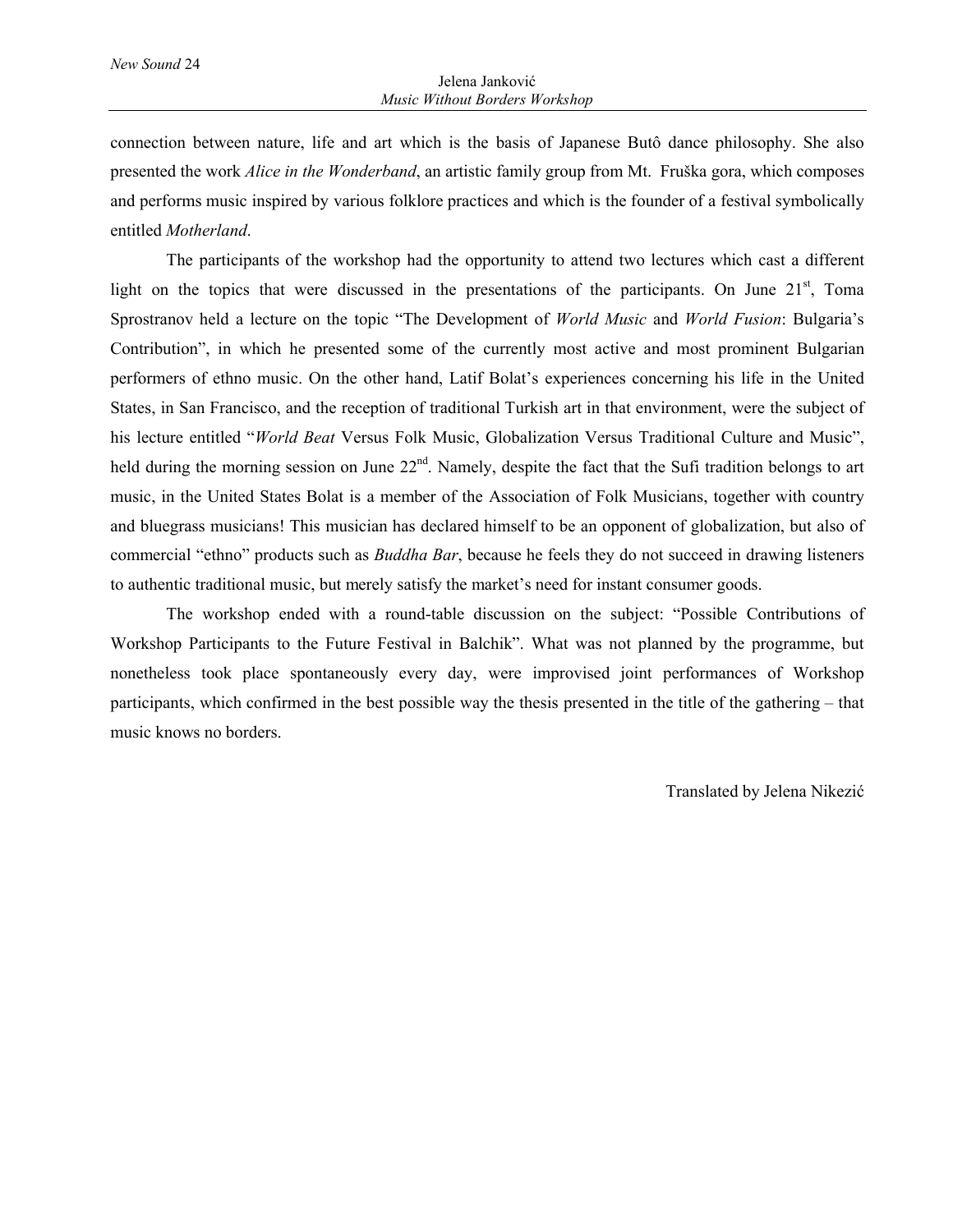connection between nature, life and art which is the basis of Japanese Butô dance philosophy. She also presented the work *Alice in the Wonderband*, an artistic family group from Mt. Fruška gora, which composes and performs music inspired by various folklore practices and which is the founder of a festival symbolically entitled *Motherland*.

The participants of the workshop had the opportunity to attend two lectures which cast a different light on the topics that were discussed in the presentations of the participants. On June 21st, Toma Sprostranov held a lecture on the topic "The Development of *World Music* and *World Fusion*: Bulgaria's Contribution", in which he presented some of the currently most active and most prominent Bulgarian performers of ethno music. On the other hand, Latif Bolat's experiences concerning his life in the United States, in San Francisco, and the reception of traditional Turkish art in that environment, were the subject of his lecture entitled "*World Beat* Versus Folk Music, Globalization Versus Traditional Culture and Music", held during the morning session on June 22nd. Namely, despite the fact that the Sufi tradition belongs to art music, in the United States Bolat is a member of the Association of Folk Musicians, together with country and bluegrass musicians! This musician has declared himself to be an opponent of globalization, but also of commercial "ethno" products such as *Buddha Bar*, because he feels they do not succeed in drawing listeners to authentic traditional music, but merely satisfy the market's need for instant consumer goods.

The workshop ended with a round-table discussion on the subject: "Possible Contributions of Workshop Participants to the Future Festival in Balchik". What was not planned by the programme, but nonetheless took place spontaneously every day, were improvised joint performances of Workshop participants, which confirmed in the best possible way the thesis presented in the title of the gathering – that music knows no borders.

Translated by Jelena Nikezić